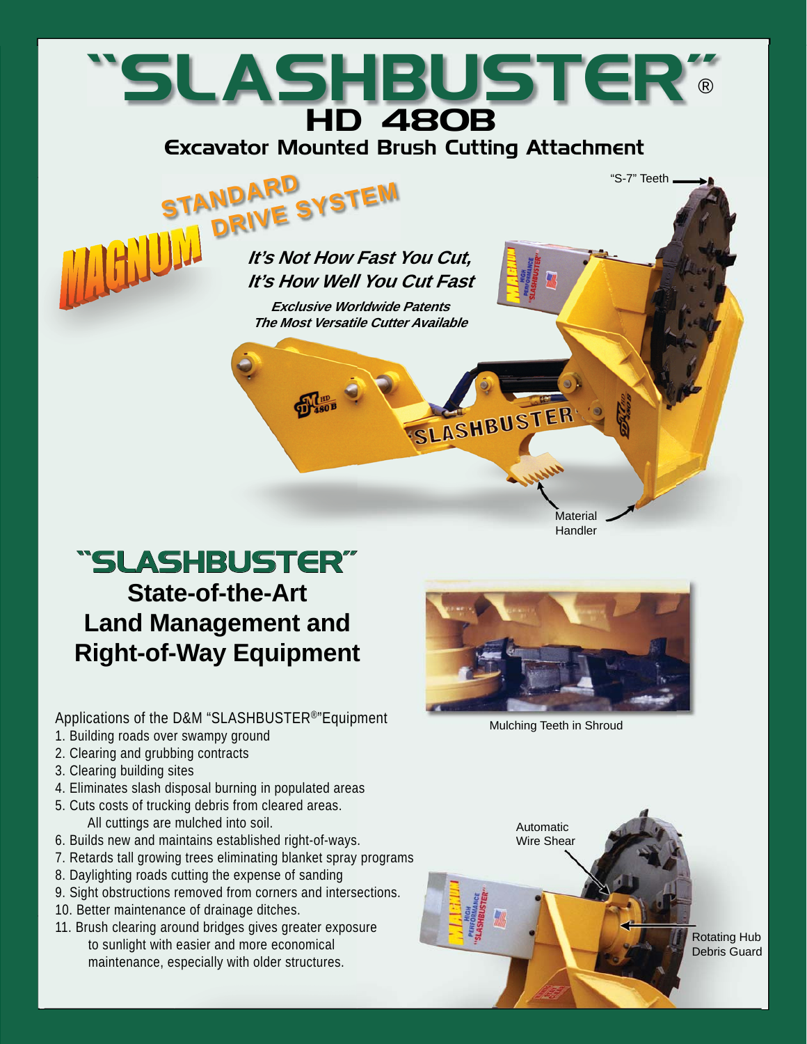# "SLASHBUSTER"®

## HD 480B

### Excavator Mounted Brush Cutting Attachment

**MAGNUM STANDARD DRIVE SYSTEM**

***It's Not How Fast You Cut, It's How Well You Cut Fast***

***Exclusive Worldwide Patents***
***The Most Versatile Cutter Available***

"S-7" Teeth

Material Handler

## "SLASHBUSTER"

## State-of-the-Art Land Management and Right-of-Way Equipment

Mulching Teeth in Shroud

Applications of the D&M "SLASHBUSTER®"Equipment

1. Building roads over swampy ground
2. Clearing and grubbing contracts
3. Clearing building sites
4. Eliminates slash disposal burning in populated areas
5. Cuts costs of trucking debris from cleared areas. All cuttings are mulched into soil.
6. Builds new and maintains established right-of-ways.
7. Retards tall growing trees eliminating blanket spray programs
8. Daylighting roads cutting the expense of sanding
9. Sight obstructions removed from corners and intersections.
10. Better maintenance of drainage ditches.
11. Brush clearing around bridges gives greater exposure to sunlight with easier and more economical maintenance, especially with older structures.

Automatic Wire Shear

Rotating Hub Debris Guard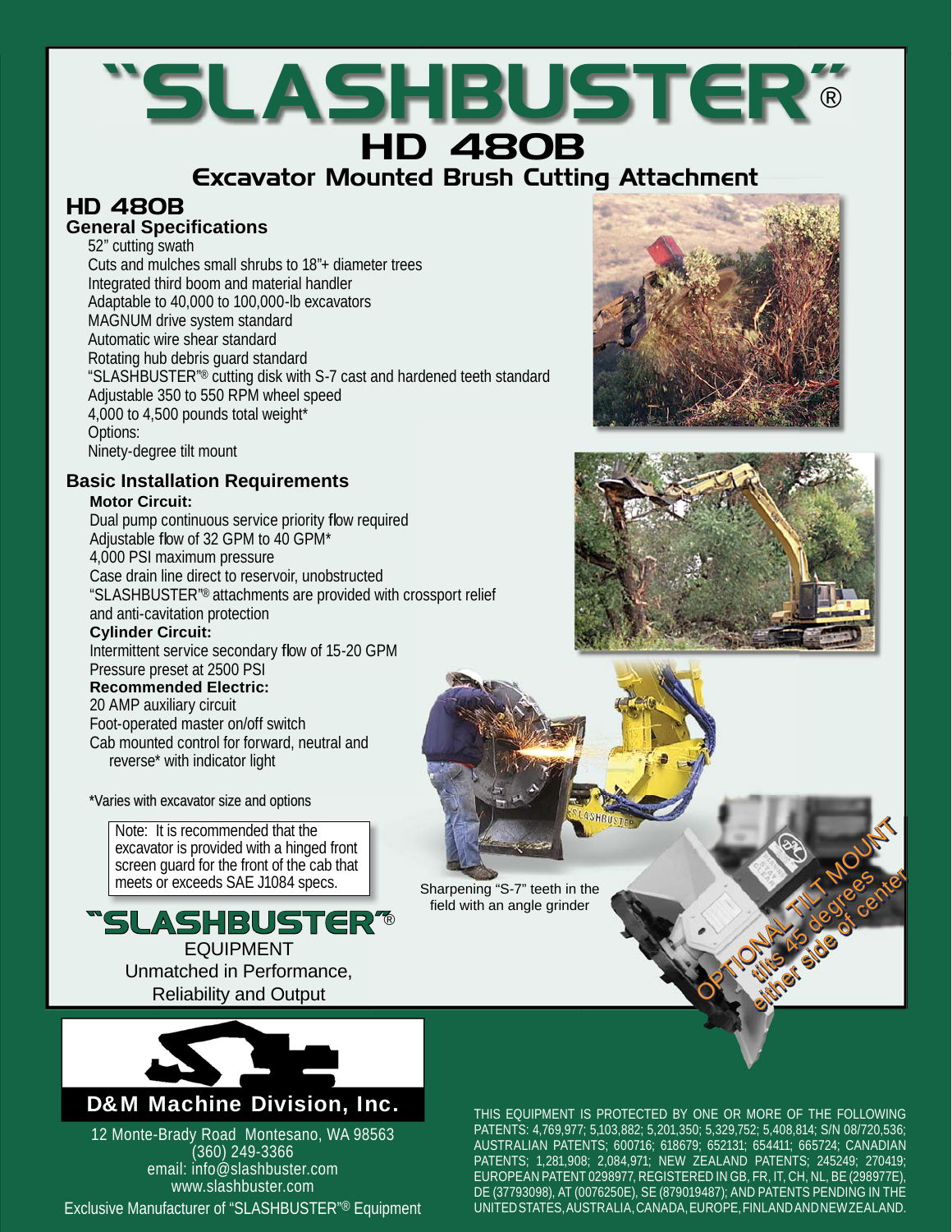# "SLASHBUSTER"®

## HD 480B

## Excavator Mounted Brush Cutting Attachment

## HD 480B

### General Specifications

52" cutting swath
Cuts and mulches small shrubs to 18"+ diameter trees
Integrated third boom and material handler
Adaptable to 40,000 to 100,000-lb excavators
MAGNUM drive system standard
Automatic wire shear standard
Rotating hub debris guard standard
"SLASHBUSTER"® cutting disk with S-7 cast and hardened teeth standard
Adjustable 350 to 550 RPM wheel speed
4,000 to 4,500 pounds total weight*
Options:
Ninety-degree tilt mount

### Basic Installation Requirements

**Motor Circuit:**
Dual pump continuous service priority flow required
Adjustable flow of 32 GPM to 40 GPM*
4,000 PSI maximum pressure
Case drain line direct to reservoir, unobstructed
"SLASHBUSTER"® attachments are provided with crossport relief and anti-cavitation protection

**Cylinder Circuit:**
Intermittent service secondary flow of 15-20 GPM
Pressure preset at 2500 PSI

**Recommended Electric:**
20 AMP auxiliary circuit
Foot-operated master on/off switch
Cab mounted control for forward, neutral and reverse* with indicator light

*Varies with excavator size and options

> Note: It is recommended that the excavator is provided with a hinged front screen guard for the front of the cab that meets or exceeds SAE J1084 specs.

Sharpening "S-7" teeth in the field with an angle grinder

OPTIONAL TILT MOUNT tilts 45 degrees either side of center

**"SLASHBUSTER"®**
EQUIPMENT
Unmatched in Performance, Reliability and Output

**D&M Machine Division, Inc.**
12 Monte-Brady Road Montesano, WA 98563
(360) 249-3366
email: info@slashbuster.com
www.slashbuster.com
Exclusive Manufacturer of "SLASHBUSTER"® Equipment

THIS EQUIPMENT IS PROTECTED BY ONE OR MORE OF THE FOLLOWING PATENTS: 4,769,977; 5,103,882; 5,201,350; 5,329,752; 5,408,814; S/N 08/720,536; AUSTRALIAN PATENTS; 600716; 618679; 652131; 654411; 665724; CANADIAN PATENTS; 1,281,908; 2,084,971; NEW ZEALAND PATENTS; 245249; 270419; EUROPEAN PATENT 0298977, REGISTERED IN GB, FR, IT, CH, NL, BE (298977E), DE (37793098), AT (0076250E), SE (879019487); AND PATENTS PENDING IN THE UNITED STATES, AUSTRALIA, CANADA, EUROPE, FINLAND AND NEW ZEALAND.